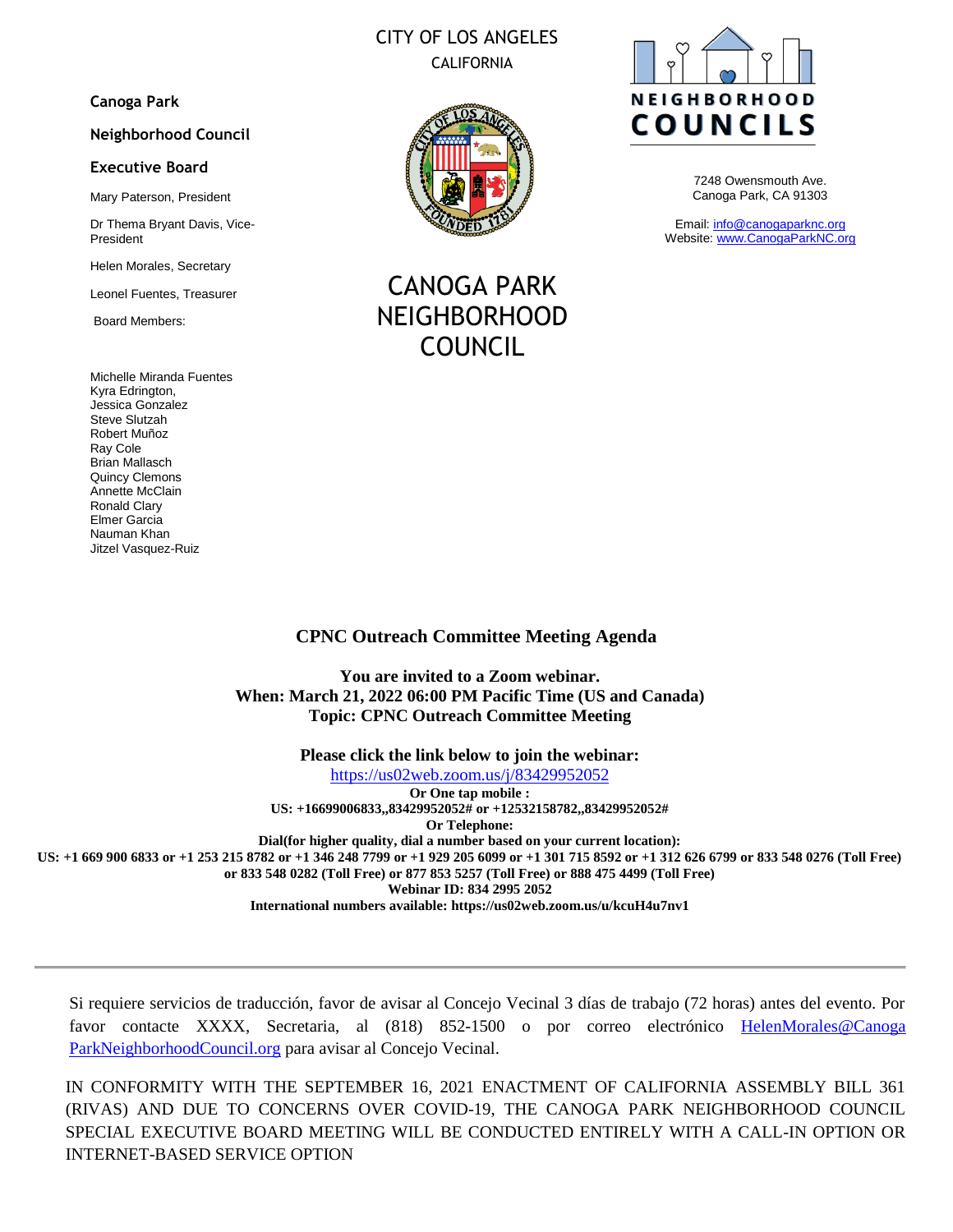CITY OF LOS ANGELES

CALIFORNIA

**Canoga Park**

**Neighborhood Council**

**Executive Board**

Mary Paterson, President

Dr Thema Bryant Davis, Vice-President

Helen Morales, Secretary

Leonel Fuentes, Treasurer

Board Members:

Michelle Miranda Fuentes
Kyra Edrington,
Jessica Gonzalez
Steve Slutzah
Robert Muñoz
Ray Cole
Brian Mallasch
Quincy Clemons
Annette McClain
Ronald Clary
Elmer Garcia
Nauman Khan
Jitzel Vasquez-Ruiz

NEIGHBORHOOD COUNCILS

7248 Owensmouth Ave.
Canoga Park, CA 91303

Email: info@canogaparknc.org
Website: www.CanogaParkNC.org

# CANOGA PARK NEIGHBORHOOD COUNCIL

## CPNC Outreach Committee Meeting Agenda

**You are invited to a Zoom webinar.**
**When: March 21, 2022 06:00 PM Pacific Time (US and Canada)**
**Topic: CPNC Outreach Committee Meeting**

**Please click the link below to join the webinar:**
https://us02web.zoom.us/j/83429952052
**Or One tap mobile :**
**US: +16699006833,,83429952052# or +12532158782,,83429952052#**
**Or Telephone:**
**Dial(for higher quality, dial a number based on your current location):**
**US: +1 669 900 6833 or +1 253 215 8782 or +1 346 248 7799 or +1 929 205 6099 or +1 301 715 8592 or +1 312 626 6799 or 833 548 0276 (Toll Free) or 833 548 0282 (Toll Free) or 877 853 5257 (Toll Free) or 888 475 4499 (Toll Free)**
**Webinar ID: 834 2995 2052**
**International numbers available: https://us02web.zoom.us/u/kcuH4u7nv1**

---

Si requiere servicios de traducción, favor de avisar al Concejo Vecinal 3 días de trabajo (72 horas) antes del evento. Por favor contacte XXXX, Secretaria, al (818) 852-1500 o por correo electrónico HelenMorales@CanogaParkNeighborhoodCouncil.org para avisar al Concejo Vecinal.

IN CONFORMITY WITH THE SEPTEMBER 16, 2021 ENACTMENT OF CALIFORNIA ASSEMBLY BILL 361 (RIVAS) AND DUE TO CONCERNS OVER COVID-19, THE CANOGA PARK NEIGHBORHOOD COUNCIL SPECIAL EXECUTIVE BOARD MEETING WILL BE CONDUCTED ENTIRELY WITH A CALL-IN OPTION OR INTERNET-BASED SERVICE OPTION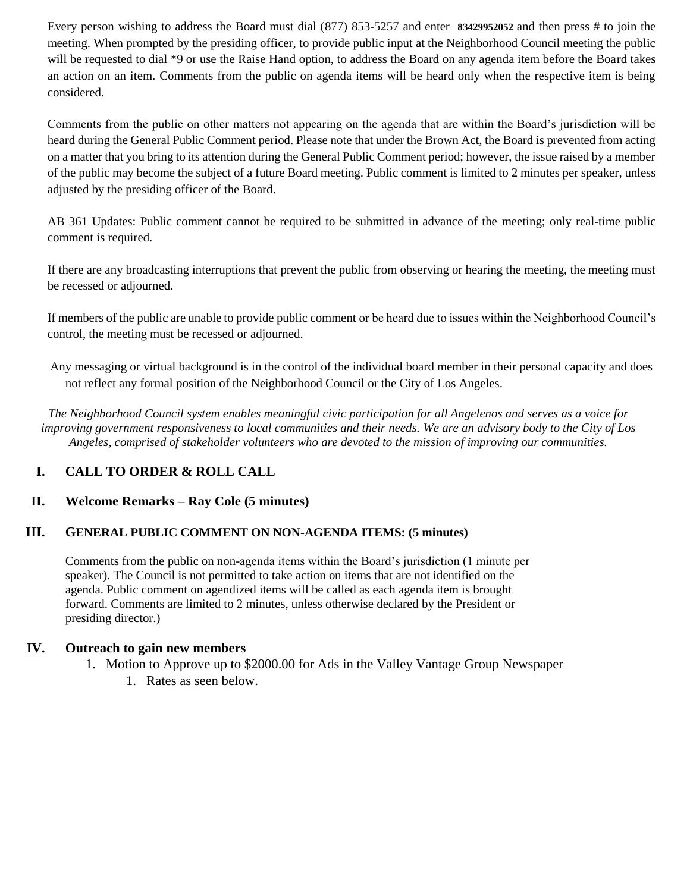Every person wishing to address the Board must dial (877) 853-5257 and enter **83429952052** and then press # to join the meeting. When prompted by the presiding officer, to provide public input at the Neighborhood Council meeting the public will be requested to dial *9 or use the Raise Hand option, to address the Board on any agenda item before the Board takes an action on an item. Comments from the public on agenda items will be heard only when the respective item is being considered.

Comments from the public on other matters not appearing on the agenda that are within the Board's jurisdiction will be heard during the General Public Comment period. Please note that under the Brown Act, the Board is prevented from acting on a matter that you bring to its attention during the General Public Comment period; however, the issue raised by a member of the public may become the subject of a future Board meeting. Public comment is limited to 2 minutes per speaker, unless adjusted by the presiding officer of the Board.

AB 361 Updates: Public comment cannot be required to be submitted in advance of the meeting; only real-time public comment is required.

If there are any broadcasting interruptions that prevent the public from observing or hearing the meeting, the meeting must be recessed or adjourned.

If members of the public are unable to provide public comment or be heard due to issues within the Neighborhood Council's control, the meeting must be recessed or adjourned.

Any messaging or virtual background is in the control of the individual board member in their personal capacity and does not reflect any formal position of the Neighborhood Council or the City of Los Angeles.

*The Neighborhood Council system enables meaningful civic participation for all Angelenos and serves as a voice for improving government responsiveness to local communities and their needs. We are an advisory body to the City of Los Angeles, comprised of stakeholder volunteers who are devoted to the mission of improving our communities.*

## I. CALL TO ORDER & ROLL CALL

## II. Welcome Remarks – Ray Cole (5 minutes)

## III. GENERAL PUBLIC COMMENT ON NON-AGENDA ITEMS: (5 minutes)

Comments from the public on non-agenda items within the Board's jurisdiction (1 minute per speaker). The Council is not permitted to take action on items that are not identified on the agenda. Public comment on agendized items will be called as each agenda item is brought forward. Comments are limited to 2 minutes, unless otherwise declared by the President or presiding director.)

## IV. Outreach to gain new members

1. Motion to Approve up to $2000.00 for Ads in the Valley Vantage Group Newspaper
    1. Rates as seen below.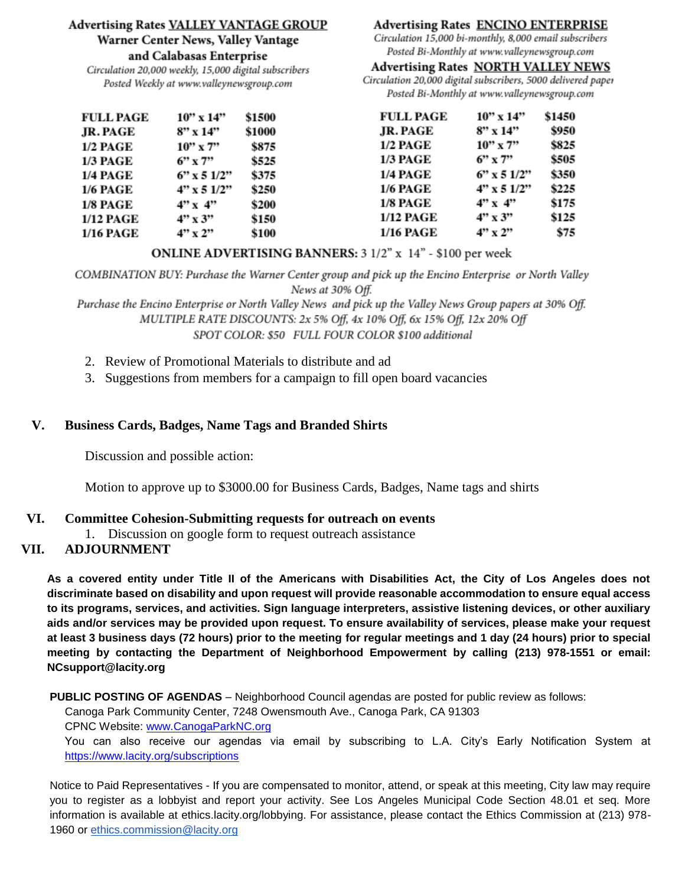**Advertising Rates VALLEY VANTAGE GROUP**
**Warner Center News, Valley Vantage and Calabasas Enterprise**
*Circulation 20,000 weekly, 15,000 digital subscribers*
*Posted Weekly at www.valleynewsgroup.com*

| FULL PAGE | 10" x 14" | $1500 |
|---|---|---|
| JR. PAGE | 8" x 14" | $1000 |
| 1/2 PAGE | 10" x 7" | $875 |
| 1/3 PAGE | 6" x 7" | $525 |
| 1/4 PAGE | 6" x 5 1/2" | $375 |
| 1/6 PAGE | 4" x 5 1/2" | $250 |
| 1/8 PAGE | 4" x 4" | $200 |
| 1/12 PAGE | 4" x 3" | $150 |
| 1/16 PAGE | 4" x 2" | $100 |

**Advertising Rates ENCINO ENTERPRISE**
*Circulation 15,000 bi-monthly, 8,000 email subscribers*
*Posted Bi-Monthly at www.valleynewsgroup.com*

**Advertising Rates NORTH VALLEY NEWS**
*Circulation 20,000 digital subscribers, 5000 delivered paper*
*Posted Bi-Monthly at www.valleynewsgroup.com*

| FULL PAGE | 10" x 14" | $1450 |
|---|---|---|
| JR. PAGE | 8" x 14" | $950 |
| 1/2 PAGE | 10" x 7" | $825 |
| 1/3 PAGE | 6" x 7" | $505 |
| 1/4 PAGE | 6" x 5 1/2" | $350 |
| 1/6 PAGE | 4" x 5 1/2" | $225 |
| 1/8 PAGE | 4" x 4" | $175 |
| 1/12 PAGE | 4" x 3" | $125 |
| 1/16 PAGE | 4" x 2" | $75 |

**ONLINE ADVERTISING BANNERS:** 3 1/2" x 14" - $100 per week

*COMBINATION BUY: Purchase the Warner Center group and pick up the Encino Enterprise or North Valley News at 30% Off.*
*Purchase the Encino Enterprise or North Valley News and pick up the Valley News Group papers at 30% Off.*
*MULTIPLE RATE DISCOUNTS: 2x 5% Off, 4x 10% Off, 6x 15% Off, 12x 20% Off*
*SPOT COLOR: $50 FULL FOUR COLOR $100 additional*

2. Review of Promotional Materials to distribute and ad
3. Suggestions from members for a campaign to fill open board vacancies

## V. Business Cards, Badges, Name Tags and Branded Shirts

Discussion and possible action:

Motion to approve up to $3000.00 for Business Cards, Badges, Name tags and shirts

## VI. Committee Cohesion-Submitting requests for outreach on events

1. Discussion on google form to request outreach assistance

## VII. ADJOURNMENT

**As a covered entity under Title II of the Americans with Disabilities Act, the City of Los Angeles does not discriminate based on disability and upon request will provide reasonable accommodation to ensure equal access to its programs, services, and activities. Sign language interpreters, assistive listening devices, or other auxiliary aids and/or services may be provided upon request. To ensure availability of services, please make your request at least 3 business days (72 hours) prior to the meeting for regular meetings and 1 day (24 hours) prior to special meeting by contacting the Department of Neighborhood Empowerment by calling (213) 978-1551 or email: NCsupport@lacity.org**

**PUBLIC POSTING OF AGENDAS** – Neighborhood Council agendas are posted for public review as follows:
Canoga Park Community Center, 7248 Owensmouth Ave., Canoga Park, CA 91303
CPNC Website: www.CanogaParkNC.org
You can also receive our agendas via email by subscribing to L.A. City's Early Notification System at https://www.lacity.org/subscriptions

Notice to Paid Representatives - If you are compensated to monitor, attend, or speak at this meeting, City law may require you to register as a lobbyist and report your activity. See Los Angeles Municipal Code Section 48.01 et seq. More information is available at ethics.lacity.org/lobbying. For assistance, please contact the Ethics Commission at (213) 978-1960 or ethics.commission@lacity.org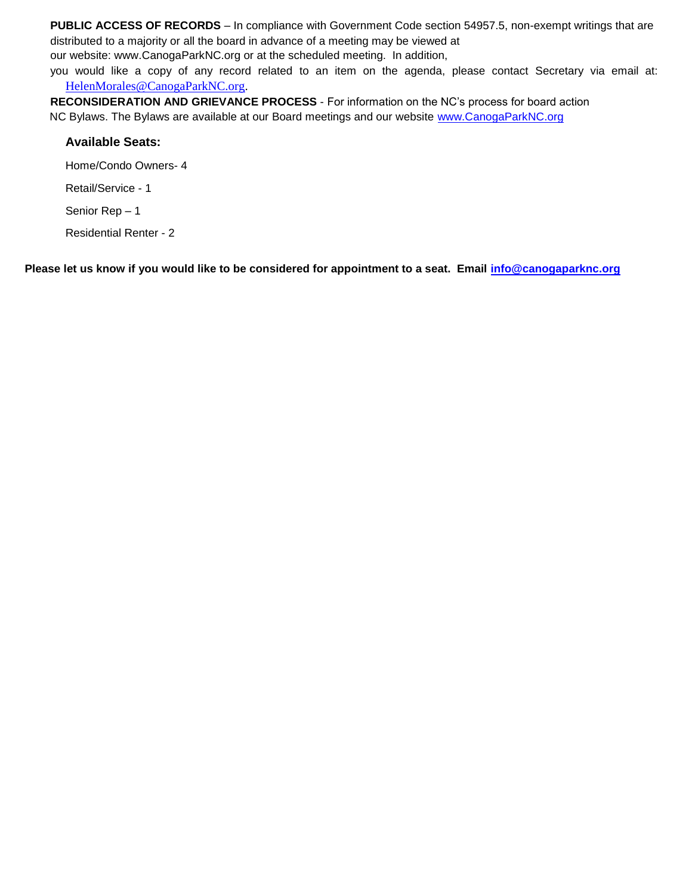**PUBLIC ACCESS OF RECORDS** – In compliance with Government Code section 54957.5, non-exempt writings that are distributed to a majority or all the board in advance of a meeting may be viewed at our website: www.CanogaParkNC.org or at the scheduled meeting. In addition, you would like a copy of any record related to an item on the agenda, please contact Secretary via email at: HelenMorales@CanogaParkNC.org.

**RECONSIDERATION AND GRIEVANCE PROCESS** - For information on the NC's process for board action NC Bylaws. The Bylaws are available at our Board meetings and our website www.CanogaParkNC.org

### Available Seats:

Home/Condo Owners- 4

Retail/Service - 1

Senior Rep – 1

Residential Renter - 2

**Please let us know if you would like to be considered for appointment to a seat. Email info@canogaparknc.org**